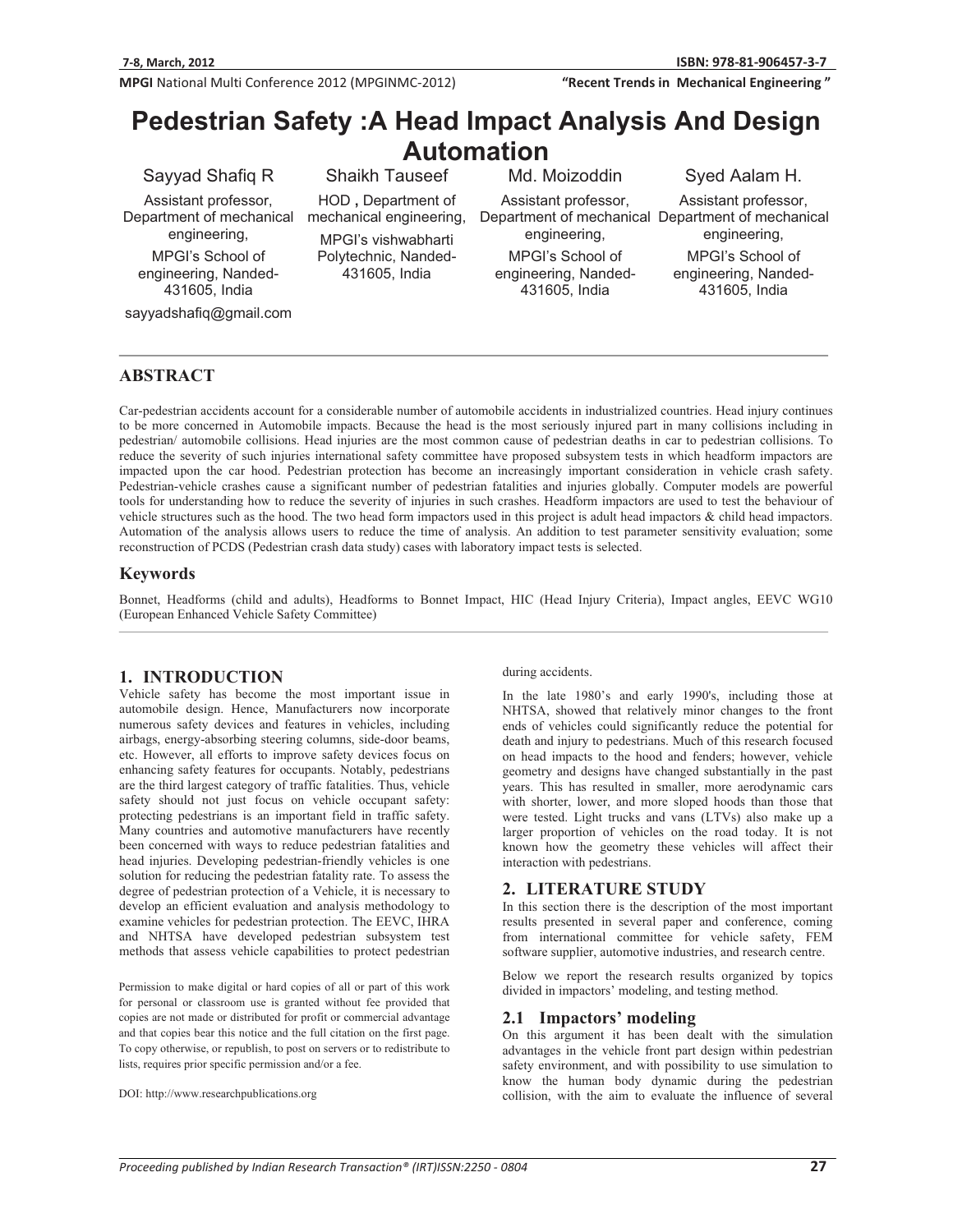# Pedestrian Safety :A Head Impact Analysis And Design Automation

Sayyad Shafiq R
Assistant professor, Department of mechanical engineering,
MPGI's School of engineering, Nanded-431605, India
sayyadshafiq@gmail.com

Shaikh Tauseef
HOD , Department of mechanical engineering,
MPGI's vishwabharti Polytechnic, Nanded-431605, India

Md. Moizoddin
Assistant professor, Department of mechanical engineering,
MPGI's School of engineering, Nanded-431605, India

Syed Aalam H.
Assistant professor, Department of mechanical engineering,
MPGI's School of engineering, Nanded-431605, India

## ABSTRACT

Car-pedestrian accidents account for a considerable number of automobile accidents in industrialized countries. Head injury continues to be more concerned in Automobile impacts. Because the head is the most seriously injured part in many collisions including in pedestrian/ automobile collisions. Head injuries are the most common cause of pedestrian deaths in car to pedestrian collisions. To reduce the severity of such injuries international safety committee have proposed subsystem tests in which headform impactors are impacted upon the car hood. Pedestrian protection has become an increasingly important consideration in vehicle crash safety. Pedestrian-vehicle crashes cause a significant number of pedestrian fatalities and injuries globally. Computer models are powerful tools for understanding how to reduce the severity of injuries in such crashes. Headform impactors are used to test the behaviour of vehicle structures such as the hood. The two head form impactors used in this project is adult head impactors & child head impactors. Automation of the analysis allows users to reduce the time of analysis. An addition to test parameter sensitivity evaluation; some reconstruction of PCDS (Pedestrian crash data study) cases with laboratory impact tests is selected.

## Keywords

Bonnet, Headforms (child and adults), Headforms to Bonnet Impact, HIC (Head Injury Criteria), Impact angles, EEVC WG10 (European Enhanced Vehicle Safety Committee)

## 1. INTRODUCTION

Vehicle safety has become the most important issue in automobile design. Hence, Manufacturers now incorporate numerous safety devices and features in vehicles, including airbags, energy-absorbing steering columns, side-door beams, etc. However, all efforts to improve safety devices focus on enhancing safety features for occupants. Notably, pedestrians are the third largest category of traffic fatalities. Thus, vehicle safety should not just focus on vehicle occupant safety: protecting pedestrians is an important field in traffic safety. Many countries and automotive manufacturers have recently been concerned with ways to reduce pedestrian fatalities and head injuries. Developing pedestrian-friendly vehicles is one solution for reducing the pedestrian fatality rate. To assess the degree of pedestrian protection of a Vehicle, it is necessary to develop an efficient evaluation and analysis methodology to examine vehicles for pedestrian protection. The EEVC, IHRA and NHTSA have developed pedestrian subsystem test methods that assess vehicle capabilities to protect pedestrian during accidents.

Permission to make digital or hard copies of all or part of this work for personal or classroom use is granted without fee provided that copies are not made or distributed for profit or commercial advantage and that copies bear this notice and the full citation on the first page. To copy otherwise, or republish, to post on servers or to redistribute to lists, requires prior specific permission and/or a fee.

DOI: http://www.researchpublications.org

In the late 1980's and early 1990's, including those at NHTSA, showed that relatively minor changes to the front ends of vehicles could significantly reduce the potential for death and injury to pedestrians. Much of this research focused on head impacts to the hood and fenders; however, vehicle geometry and designs have changed substantially in the past years. This has resulted in smaller, more aerodynamic cars with shorter, lower, and more sloped hoods than those that were tested. Light trucks and vans (LTVs) also make up a larger proportion of vehicles on the road today. It is not known how the geometry these vehicles will affect their interaction with pedestrians.

## 2. LITERATURE STUDY

In this section there is the description of the most important results presented in several paper and conference, coming from international committee for vehicle safety, FEM software supplier, automotive industries, and research centre.

Below we report the research results organized by topics divided in impactors' modeling, and testing method.

### 2.1 Impactors' modeling

On this argument it has been dealt with the simulation advantages in the vehicle front part design within pedestrian safety environment, and with possibility to use simulation to know the human body dynamic during the pedestrian collision, with the aim to evaluate the influence of several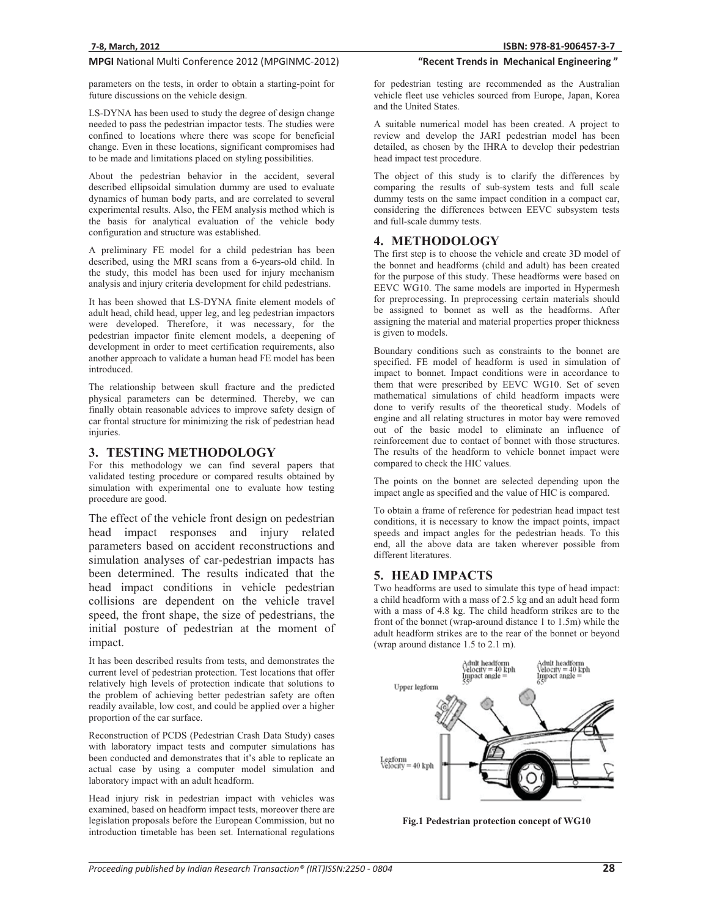parameters on the tests, in order to obtain a starting-point for future discussions on the vehicle design.

LS-DYNA has been used to study the degree of design change needed to pass the pedestrian impactor tests. The studies were confined to locations where there was scope for beneficial change. Even in these locations, significant compromises had to be made and limitations placed on styling possibilities.

About the pedestrian behavior in the accident, several described ellipsoidal simulation dummy are used to evaluate dynamics of human body parts, and are correlated to several experimental results. Also, the FEM analysis method which is the basis for analytical evaluation of the vehicle body configuration and structure was established.

A preliminary FE model for a child pedestrian has been described, using the MRI scans from a 6-years-old child. In the study, this model has been used for injury mechanism analysis and injury criteria development for child pedestrians.

It has been showed that LS-DYNA finite element models of adult head, child head, upper leg, and leg pedestrian impactors were developed. Therefore, it was necessary, for the pedestrian impactor finite element models, a deepening of development in order to meet certification requirements, also another approach to validate a human head FE model has been introduced.

The relationship between skull fracture and the predicted physical parameters can be determined. Thereby, we can finally obtain reasonable advices to improve safety design of car frontal structure for minimizing the risk of pedestrian head injuries.

## 3. TESTING METHODOLOGY

For this methodology we can find several papers that validated testing procedure or compared results obtained by simulation with experimental one to evaluate how testing procedure are good.

The effect of the vehicle front design on pedestrian head impact responses and injury related parameters based on accident reconstructions and simulation analyses of car-pedestrian impacts has been determined. The results indicated that the head impact conditions in vehicle pedestrian collisions are dependent on the vehicle travel speed, the front shape, the size of pedestrians, the initial posture of pedestrian at the moment of impact.

It has been described results from tests, and demonstrates the current level of pedestrian protection. Test locations that offer relatively high levels of protection indicate that solutions to the problem of achieving better pedestrian safety are often readily available, low cost, and could be applied over a higher proportion of the car surface.

Reconstruction of PCDS (Pedestrian Crash Data Study) cases with laboratory impact tests and computer simulations has been conducted and demonstrates that it's able to replicate an actual case by using a computer model simulation and laboratory impact with an adult headform.

Head injury risk in pedestrian impact with vehicles was examined, based on headform impact tests, moreover there are legislation proposals before the European Commission, but no introduction timetable has been set. International regulations for pedestrian testing are recommended as the Australian vehicle fleet use vehicles sourced from Europe, Japan, Korea and the United States.

A suitable numerical model has been created. A project to review and develop the JARI pedestrian model has been detailed, as chosen by the IHRA to develop their pedestrian head impact test procedure.

The object of this study is to clarify the differences by comparing the results of sub-system tests and full scale dummy tests on the same impact condition in a compact car, considering the differences between EEVC subsystem tests and full-scale dummy tests.

## 4. METHODOLOGY

The first step is to choose the vehicle and create 3D model of the bonnet and headforms (child and adult) has been created for the purpose of this study. These headforms were based on EEVC WG10. The same models are imported in Hypermesh for preprocessing. In preprocessing certain materials should be assigned to bonnet as well as the headforms. After assigning the material and material properties proper thickness is given to models.

Boundary conditions such as constraints to the bonnet are specified. FE model of headform is used in simulation of impact to bonnet. Impact conditions were in accordance to them that were prescribed by EEVC WG10. Set of seven mathematical simulations of child headform impacts were done to verify results of the theoretical study. Models of engine and all relating structures in motor bay were removed out of the basic model to eliminate an influence of reinforcement due to contact of bonnet with those structures. The results of the headform to vehicle bonnet impact were compared to check the HIC values.

The points on the bonnet are selected depending upon the impact angle as specified and the value of HIC is compared.

To obtain a frame of reference for pedestrian head impact test conditions, it is necessary to know the impact points, impact speeds and impact angles for the pedestrian heads. To this end, all the above data are taken wherever possible from different literatures.

## 5. HEAD IMPACTS

Two headforms are used to simulate this type of head impact: a child headform with a mass of 2.5 kg and an adult head form with a mass of 4.8 kg. The child headform strikes are to the front of the bonnet (wrap-around distance 1 to 1.5m) while the adult headform strikes are to the rear of the bonnet or beyond (wrap around distance 1.5 to 2.1 m).

**Fig.1 Pedestrian protection concept of WG10**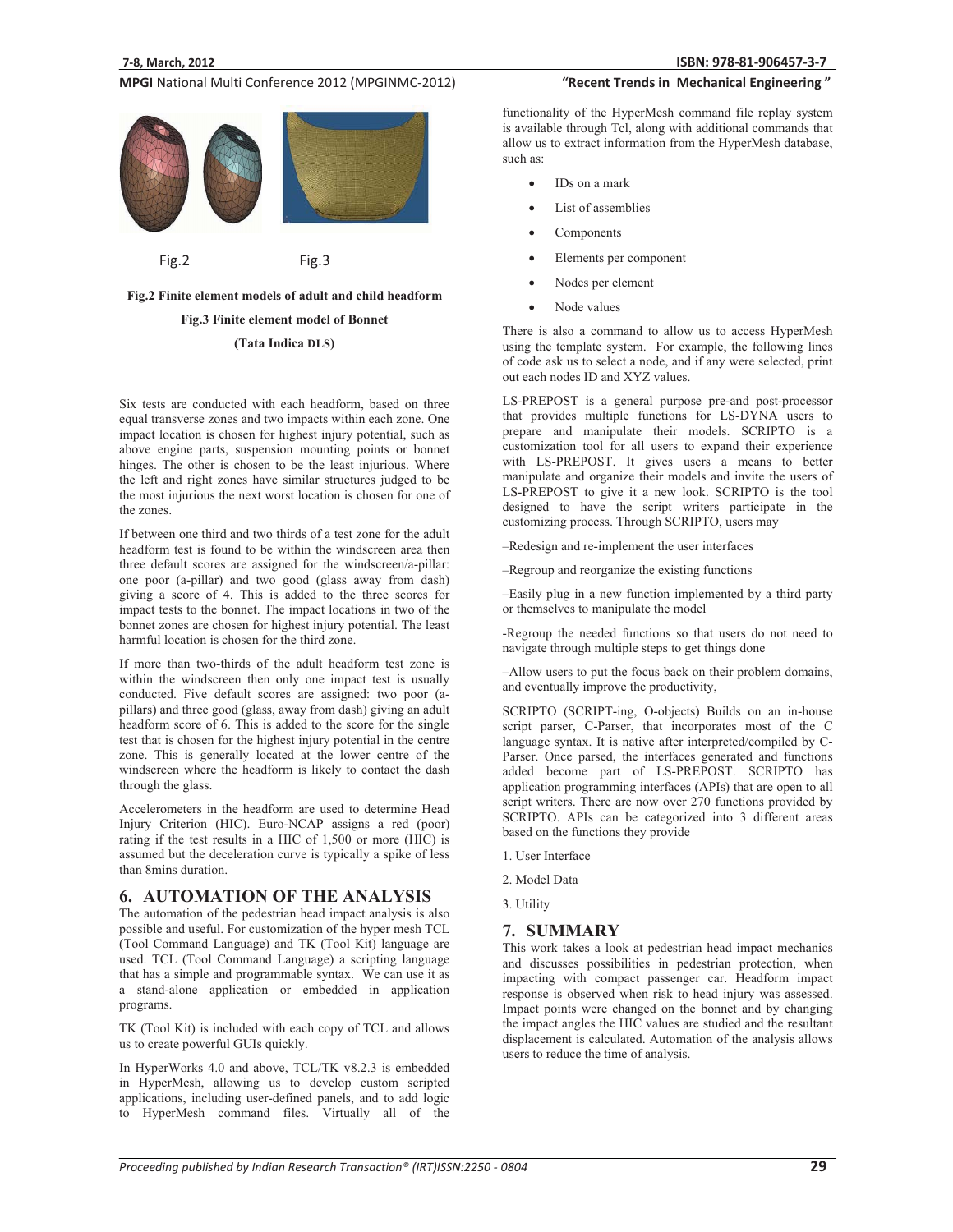Fig.2 Fig.3

**Fig.2 Finite element models of adult and child headform**

**Fig.3 Finite element model of Bonnet**

**(Tata Indica DLS)**

Six tests are conducted with each headform, based on three equal transverse zones and two impacts within each zone. One impact location is chosen for highest injury potential, such as above engine parts, suspension mounting points or bonnet hinges. The other is chosen to be the least injurious. Where the left and right zones have similar structures judged to be the most injurious the next worst location is chosen for one of the zones.

If between one third and two thirds of a test zone for the adult headform test is found to be within the windscreen area then three default scores are assigned for the windscreen/a-pillar: one poor (a-pillar) and two good (glass away from dash) giving a score of 4. This is added to the three scores for impact tests to the bonnet. The impact locations in two of the bonnet zones are chosen for highest injury potential. The least harmful location is chosen for the third zone.

If more than two-thirds of the adult headform test zone is within the windscreen then only one impact test is usually conducted. Five default scores are assigned: two poor (a-pillars) and three good (glass, away from dash) giving an adult headform score of 6. This is added to the score for the single test that is chosen for the highest injury potential in the centre zone. This is generally located at the lower centre of the windscreen where the headform is likely to contact the dash through the glass.

Accelerometers in the headform are used to determine Head Injury Criterion (HIC). Euro-NCAP assigns a red (poor) rating if the test results in a HIC of 1,500 or more (HIC) is assumed but the deceleration curve is typically a spike of less than 8mins duration.

## 6. AUTOMATION OF THE ANALYSIS

The automation of the pedestrian head impact analysis is also possible and useful. For customization of the hyper mesh TCL (Tool Command Language) and TK (Tool Kit) language are used. TCL (Tool Command Language) a scripting language that has a simple and programmable syntax. We can use it as a stand-alone application or embedded in application programs.

TK (Tool Kit) is included with each copy of TCL and allows us to create powerful GUIs quickly.

In HyperWorks 4.0 and above, TCL/TK v8.2.3 is embedded in HyperMesh, allowing us to develop custom scripted applications, including user-defined panels, and to add logic to HyperMesh command files. Virtually all of the functionality of the HyperMesh command file replay system is available through Tcl, along with additional commands that allow us to extract information from the HyperMesh database, such as:

- IDs on a mark
- List of assemblies
- Components
- Elements per component
- Nodes per element
- Node values

There is also a command to allow us to access HyperMesh using the template system. For example, the following lines of code ask us to select a node, and if any were selected, print out each nodes ID and XYZ values.

LS-PREPOST is a general purpose pre-and post-processor that provides multiple functions for LS-DYNA users to prepare and manipulate their models. SCRIPTO is a customization tool for all users to expand their experience with LS-PREPOST. It gives users a means to better manipulate and organize their models and invite the users of LS-PREPOST to give it a new look. SCRIPTO is the tool designed to have the script writers participate in the customizing process. Through SCRIPTO, users may

–Redesign and re-implement the user interfaces

–Regroup and reorganize the existing functions

–Easily plug in a new function implemented by a third party or themselves to manipulate the model

-Regroup the needed functions so that users do not need to navigate through multiple steps to get things done

–Allow users to put the focus back on their problem domains, and eventually improve the productivity,

SCRIPTO (SCRIPT-ing, O-objects) Builds on an in-house script parser, C-Parser, that incorporates most of the C language syntax. It is native after interpreted/compiled by C-Parser. Once parsed, the interfaces generated and functions added become part of LS-PREPOST. SCRIPTO has application programming interfaces (APIs) that are open to all script writers. There are now over 270 functions provided by SCRIPTO. APIs can be categorized into 3 different areas based on the functions they provide

1. User Interface
2. Model Data
3. Utility

## 7. SUMMARY

This work takes a look at pedestrian head impact mechanics and discusses possibilities in pedestrian protection, when impacting with compact passenger car. Headform impact response is observed when risk to head injury was assessed. Impact points were changed on the bonnet and by changing the impact angles the HIC values are studied and the resultant displacement is calculated. Automation of the analysis allows users to reduce the time of analysis.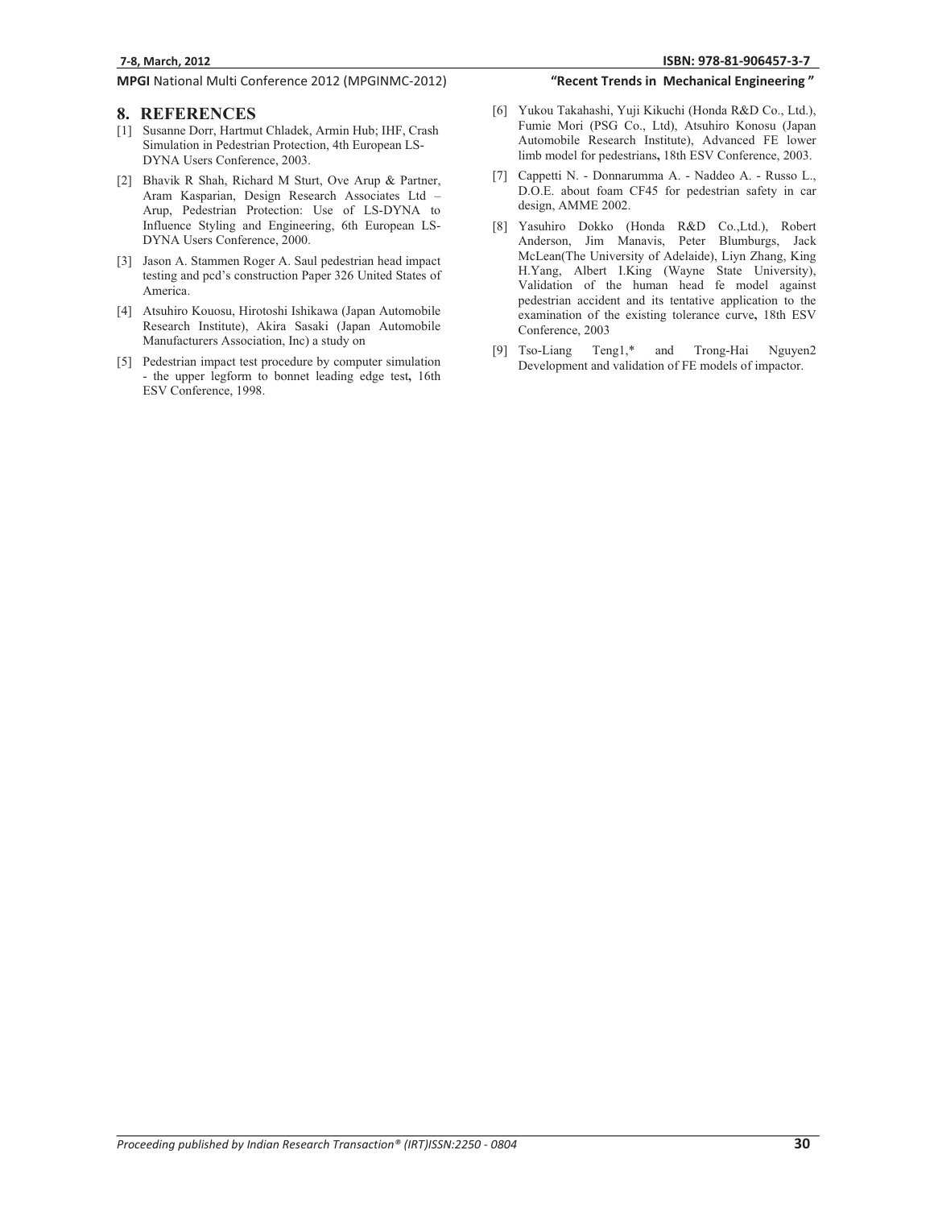## 8. REFERENCES

[1] Susanne Dorr, Hartmut Chladek, Armin Hub; IHF, Crash Simulation in Pedestrian Protection, 4th European LS-DYNA Users Conference, 2003.

[2] Bhavik R Shah, Richard M Sturt, Ove Arup & Partner, Aram Kasparian, Design Research Associates Ltd – Arup, Pedestrian Protection: Use of LS-DYNA to Influence Styling and Engineering, 6th European LS-DYNA Users Conference, 2000.

[3] Jason A. Stammen Roger A. Saul pedestrian head impact testing and pcd's construction Paper 326 United States of America.

[4] Atsuhiro Kouosu, Hirotoshi Ishikawa (Japan Automobile Research Institute), Akira Sasaki (Japan Automobile Manufacturers Association, Inc) a study on

[5] Pedestrian impact test procedure by computer simulation - the upper legform to bonnet leading edge test**,** 16th ESV Conference, 1998.

[6] Yukou Takahashi, Yuji Kikuchi (Honda R&D Co., Ltd.), Fumie Mori (PSG Co., Ltd), Atsuhiro Konosu (Japan Automobile Research Institute), Advanced FE lower limb model for pedestrians**,** 18th ESV Conference, 2003.

[7] Cappetti N. - Donnarumma A. - Naddeo A. - Russo L., D.O.E. about foam CF45 for pedestrian safety in car design, AMME 2002.

[8] Yasuhiro Dokko (Honda R&D Co.,Ltd.), Robert Anderson, Jim Manavis, Peter Blumburgs, Jack McLean(The University of Adelaide), Liyn Zhang, King H.Yang, Albert I.King (Wayne State University), Validation of the human head fe model against pedestrian accident and its tentative application to the examination of the existing tolerance curve**,** 18th ESV Conference, 2003

[9] Tso-Liang Teng1,* and Trong-Hai Nguyen2 Development and validation of FE models of impactor.